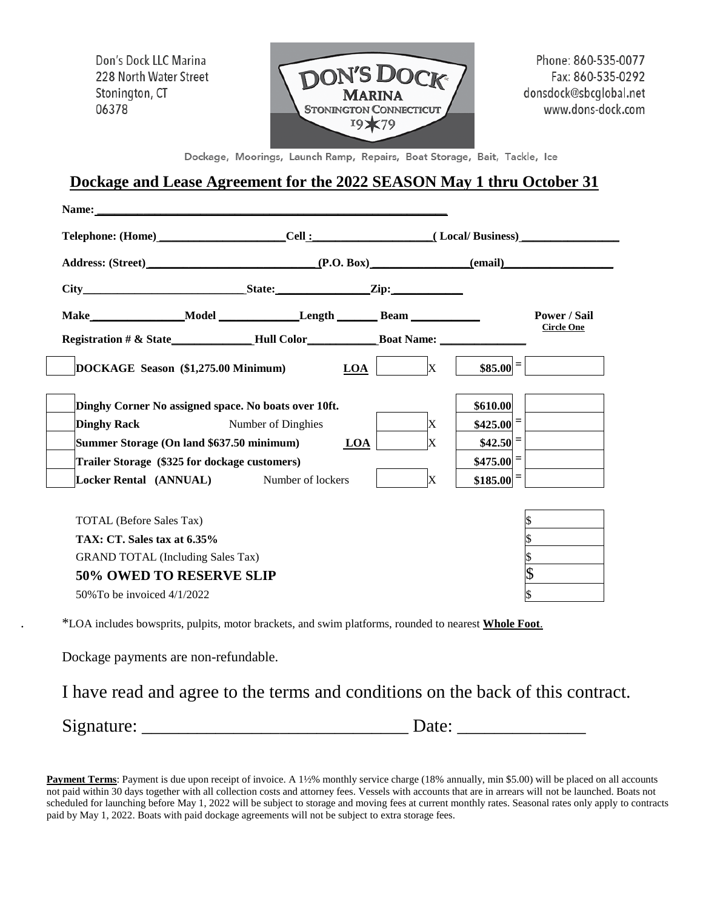Don's Dock LLC Marina
228 North Water Street
Stonington, CT
06378

DON'S DOCK MARINA
STONINGTON CONNECTICUT
1979

Phone: 860-535-0077
Fax: 860-535-0292
donsdock@sbcglobal.net
www.dons-dock.com

Dockage, Moorings, Launch Ramp, Repairs, Boat Storage, Bait, Tackle, Ice

## Dockage and Lease Agreement for the 2022 SEASON May 1 thru October 31

**Name:** ______________________________________________

**Telephone: (Home)** __________________ **Cell :** __________________ **( Local/ Business)** ______________

**Address: (Street)** ______________________ **(P.O. Box)** ______________ **(email)** ________________

**City** ______________________ **State:** ______________ **Zip:** __________

**Make** ______________ **Model** ____________ **Length** ______ **Beam** __________ **Power / Sail** (Circle One)

**Registration # & State** ____________ **Hull Color** __________ **Boat Name:** ______________

| | | | | | | | |
|---|---|---|---|---|---|---|---|
| | **DOCKAGE Season ($1,275.00 Minimum)** | **LOA** | | X | **$85.00** | = | |
| | **Dinghy Corner No assigned space. No boats over 10ft.** | | | | **$610.00** | | |
| | **Dinghy Rack** | Number of Dinghies | | X | **$425.00** | = | |
| | **Summer Storage (On land $637.50 minimum)** | **LOA** | | X | **$42.50** | = | |
| | **Trailer Storage ($325 for dockage customers)** | | | | **$475.00** | = | |
| | **Locker Rental (ANNUAL)** | Number of lockers | | X | **$185.00** | = | |

| | |
|---|---|
| TOTAL (Before Sales Tax) | $ |
| **TAX: CT. Sales tax at 6.35%** | $ |
| GRAND TOTAL (Including Sales Tax) | $ |
| **50% OWED TO RESERVE SLIP** | $ |
| 50%To be invoiced 4/1/2022 | $ |

*LOA includes bowsprits, pulpits, motor brackets, and swim platforms, rounded to nearest **Whole Foot**.

Dockage payments are non-refundable.

I have read and agree to the terms and conditions on the back of this contract.

Signature: ____________________________ Date: ______________

**Payment Terms**: Payment is due upon receipt of invoice. A 1½% monthly service charge (18% annually, min $5.00) will be placed on all accounts not paid within 30 days together with all collection costs and attorney fees. Vessels with accounts that are in arrears will not be launched. Boats not scheduled for launching before May 1, 2022 will be subject to storage and moving fees at current monthly rates. Seasonal rates only apply to contracts paid by May 1, 2022. Boats with paid dockage agreements will not be subject to extra storage fees.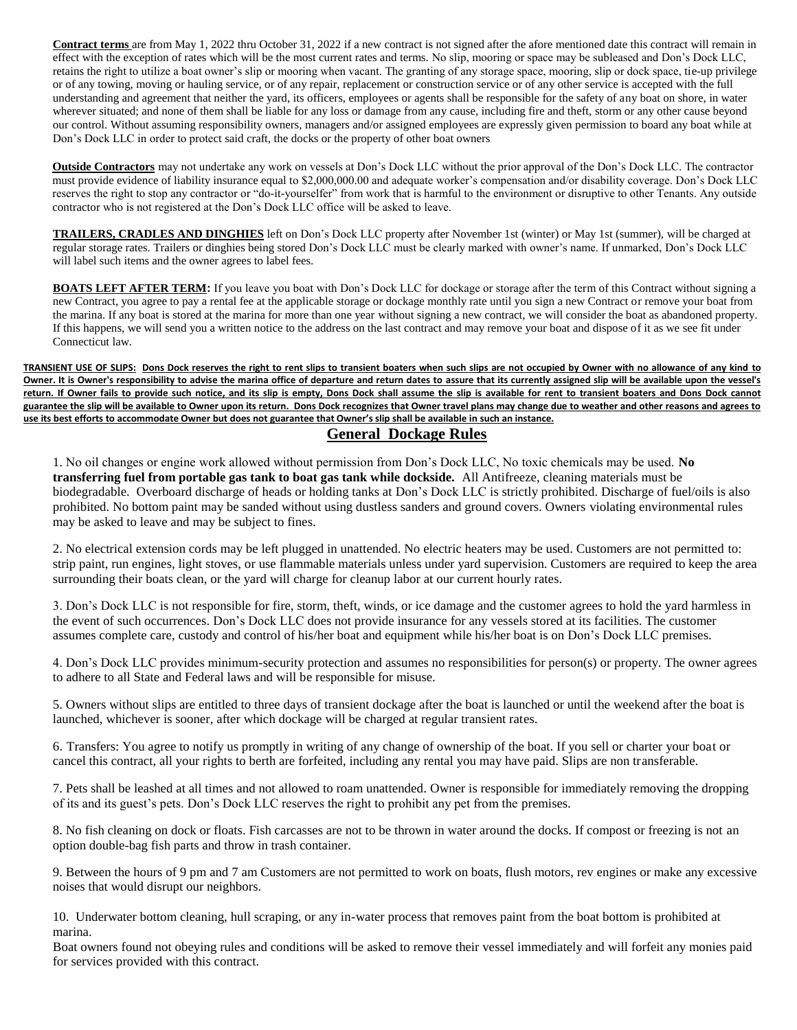**Contract terms** are from May 1, 2022 thru October 31, 2022 if a new contract is not signed after the afore mentioned date this contract will remain in effect with the exception of rates which will be the most current rates and terms. No slip, mooring or space may be subleased and Don's Dock LLC, retains the right to utilize a boat owner's slip or mooring when vacant. The granting of any storage space, mooring, slip or dock space, tie-up privilege or of any towing, moving or hauling service, or of any repair, replacement or construction service or of any other service is accepted with the full understanding and agreement that neither the yard, its officers, employees or agents shall be responsible for the safety of any boat on shore, in water wherever situated; and none of them shall be liable for any loss or damage from any cause, including fire and theft, storm or any other cause beyond our control. Without assuming responsibility owners, managers and/or assigned employees are expressly given permission to board any boat while at Don's Dock LLC in order to protect said craft, the docks or the property of other boat owners

**Outside Contractors** may not undertake any work on vessels at Don's Dock LLC without the prior approval of the Don's Dock LLC. The contractor must provide evidence of liability insurance equal to $2,000,000.00 and adequate worker's compensation and/or disability coverage. Don's Dock LLC reserves the right to stop any contractor or "do-it-yourselfer" from work that is harmful to the environment or disruptive to other Tenants. Any outside contractor who is not registered at the Don's Dock LLC office will be asked to leave.

**TRAILERS, CRADLES AND DINGHIES** left on Don's Dock LLC property after November 1st (winter) or May 1st (summer), will be charged at regular storage rates. Trailers or dinghies being stored Don's Dock LLC must be clearly marked with owner's name. If unmarked, Don's Dock LLC will label such items and the owner agrees to label fees.

**BOATS LEFT AFTER TERM:** If you leave you boat with Don's Dock LLC for dockage or storage after the term of this Contract without signing a new Contract, you agree to pay a rental fee at the applicable storage or dockage monthly rate until you sign a new Contract or remove your boat from the marina. If any boat is stored at the marina for more than one year without signing a new contract, we will consider the boat as abandoned property. If this happens, we will send you a written notice to the address on the last contract and may remove your boat and dispose of it as we see fit under Connecticut law.

**TRANSIENT USE OF SLIPS: Dons Dock reserves the right to rent slips to transient boaters when such slips are not occupied by Owner with no allowance of any kind to Owner. It is Owner's responsibility to advise the marina office of departure and return dates to assure that its currently assigned slip will be available upon the vessel's return. If Owner fails to provide such notice, and its slip is empty, Dons Dock shall assume the slip is available for rent to transient boaters and Dons Dock cannot guarantee the slip will be available to Owner upon its return. Dons Dock recognizes that Owner travel plans may change due to weather and other reasons and agrees to use its best efforts to accommodate Owner but does not guarantee that Owner's slip shall be available in such an instance.**

## General Dockage Rules

1. No oil changes or engine work allowed without permission from Don's Dock LLC, No toxic chemicals may be used. **No transferring fuel from portable gas tank to boat gas tank while dockside.** All Antifreeze, cleaning materials must be biodegradable. Overboard discharge of heads or holding tanks at Don's Dock LLC is strictly prohibited. Discharge of fuel/oils is also prohibited. No bottom paint may be sanded without using dustless sanders and ground covers. Owners violating environmental rules may be asked to leave and may be subject to fines.

2. No electrical extension cords may be left plugged in unattended. No electric heaters may be used. Customers are not permitted to: strip paint, run engines, light stoves, or use flammable materials unless under yard supervision. Customers are required to keep the area surrounding their boats clean, or the yard will charge for cleanup labor at our current hourly rates.

3. Don's Dock LLC is not responsible for fire, storm, theft, winds, or ice damage and the customer agrees to hold the yard harmless in the event of such occurrences. Don's Dock LLC does not provide insurance for any vessels stored at its facilities. The customer assumes complete care, custody and control of his/her boat and equipment while his/her boat is on Don's Dock LLC premises.

4. Don's Dock LLC provides minimum-security protection and assumes no responsibilities for person(s) or property. The owner agrees to adhere to all State and Federal laws and will be responsible for misuse.

5. Owners without slips are entitled to three days of transient dockage after the boat is launched or until the weekend after the boat is launched, whichever is sooner, after which dockage will be charged at regular transient rates.

6. Transfers: You agree to notify us promptly in writing of any change of ownership of the boat. If you sell or charter your boat or cancel this contract, all your rights to berth are forfeited, including any rental you may have paid. Slips are non transferable.

7. Pets shall be leashed at all times and not allowed to roam unattended. Owner is responsible for immediately removing the dropping of its and its guest's pets. Don's Dock LLC reserves the right to prohibit any pet from the premises.

8. No fish cleaning on dock or floats. Fish carcasses are not to be thrown in water around the docks. If compost or freezing is not an option double-bag fish parts and throw in trash container.

9. Between the hours of 9 pm and 7 am Customers are not permitted to work on boats, flush motors, rev engines or make any excessive noises that would disrupt our neighbors.

10. Underwater bottom cleaning, hull scraping, or any in-water process that removes paint from the boat bottom is prohibited at marina.

Boat owners found not obeying rules and conditions will be asked to remove their vessel immediately and will forfeit any monies paid for services provided with this contract.